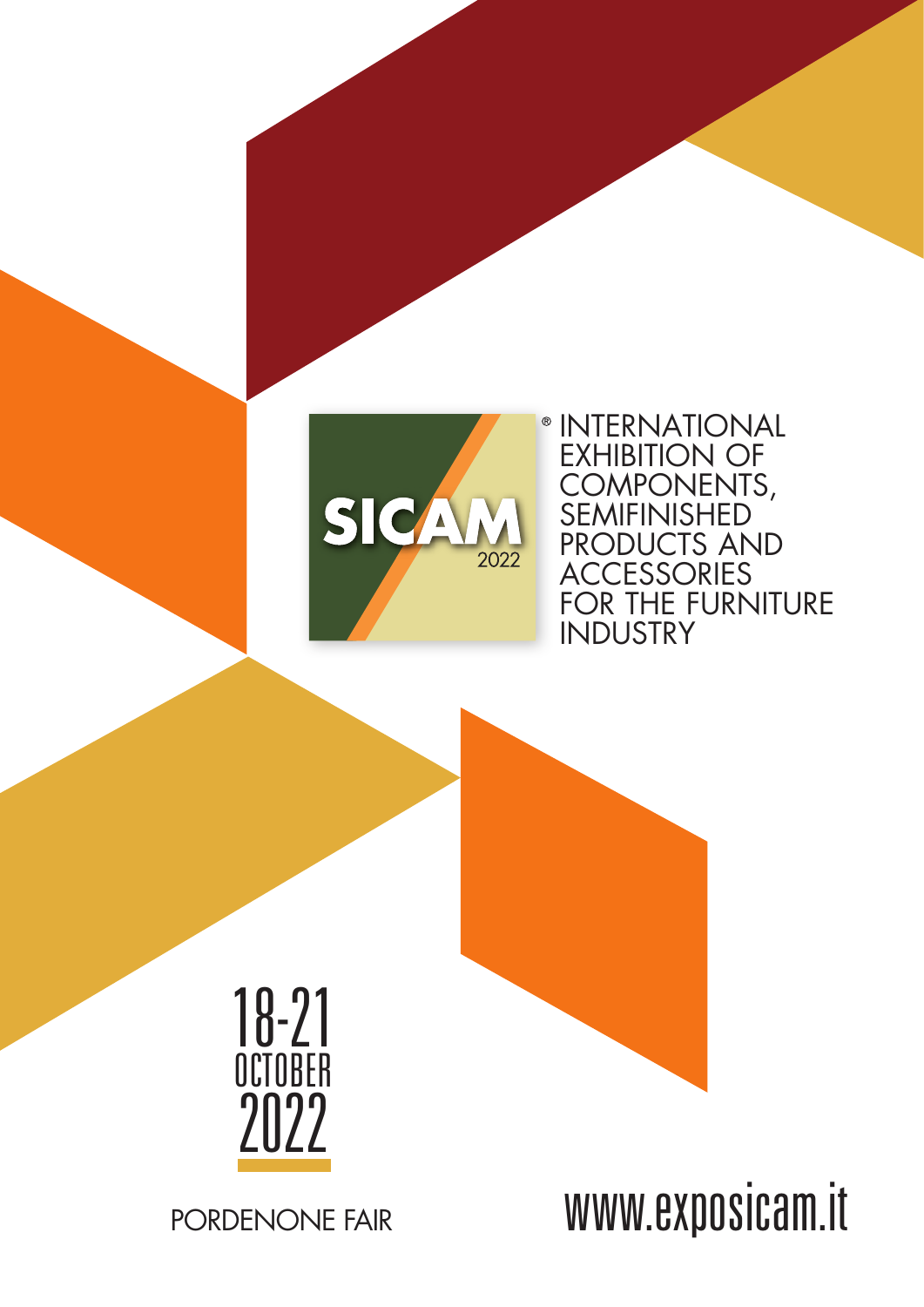# SICAM® 2022

INTERNATIONAL EXHIBITION OF COMPONENTS, SEMIFINISHED PRODUCTS AND ACCESSORIES FOR THE FURNITURE INDUSTRY

18-21 OCTOBER 2022

PORDENONE FAIR

www.exposicam.it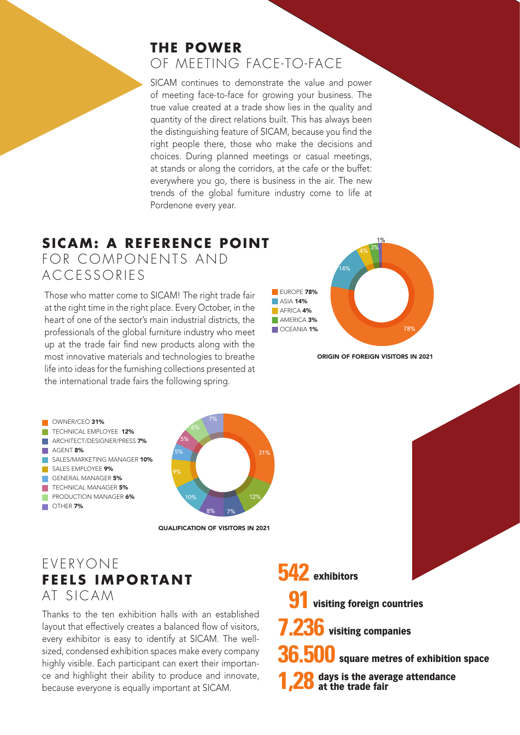## THE POWER OF MEETING FACE-TO-FACE

SICAM continues to demonstrate the value and power of meeting face-to-face for growing your business. The true value created at a trade show lies in the quality and quantity of the direct relations built. This has always been the distinguishing feature of SICAM, because you find the right people there, those who make the decisions and choices. During planned meetings or casual meetings, at stands or along the corridors, at the cafe or the buffet: everywhere you go, there is business in the air. The new trends of the global furniture industry come to life at Pordenone every year.

## SICAM: A REFERENCE POINT FOR COMPONENTS AND ACCESSORIES

Those who matter come to SICAM! The right trade fair at the right time in the right place. Every October, in the heart of one of the sector's main industrial districts, the professionals of the global furniture industry who meet up at the trade fair find new products along with the most innovative materials and technologies to breathe life into ideas for the furnishing collections presented at the international trade fairs the following spring.

EUROPE **78%**
ASIA **14%**
AFRICA **4%**
AMERICA **3%**
OCEANIA **1%**

78%
14%
4%
3%
1%

**ORIGIN OF FOREIGN VISITORS IN 2021**

OWNER/CEO **31%**
TECHNICAL EMPLOYEE **12%**
ARCHITECT/DESIGNER/PRESS **7%**
AGENT **8%**
SALES/MARKETING MANAGER **10%**
SALES EMPLOYEE **9%**
GENERAL MANAGER **5%**
TECHNICAL MANAGER **5%**
PRODUCTION MANAGER **6%**
OTHER **7%**

31%
12%
7%
8%
10%
9%
5%
5%
6%
7%

**QUALIFICATION OF VISITORS IN 2021**

## EVERYONE FEELS IMPORTANT AT SICAM

Thanks to the ten exhibition halls with an established layout that effectively creates a balanced flow of visitors, every exhibitor is easy to identify at SICAM. The well-sized, condensed exhibition spaces make every company highly visible. Each participant can exert their importance and highlight their ability to produce and innovate, because everyone is equally important at SICAM.

**542** exhibitors

**91** visiting foreign countries

**7.236** visiting companies

**36.500** square metres of exhibition space

**1,28** days is the average attendance at the trade fair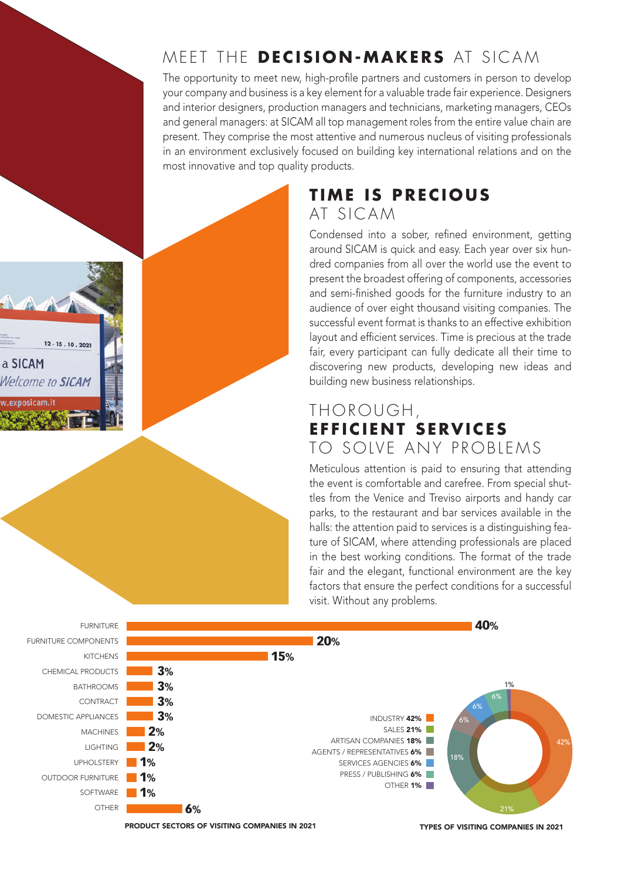# MEET THE **DECISION-MAKERS** AT SICAM

The opportunity to meet new, high-profile partners and customers in person to develop your company and business is a key element for a valuable trade fair experience. Designers and interior designers, production managers and technicians, marketing managers, CEOs and general managers: at SICAM all top management roles from the entire value chain are present. They comprise the most attentive and numerous nucleus of visiting professionals in an environment exclusively focused on building key international relations and on the most innovative and top quality products.

## **TIME IS PRECIOUS** AT SICAM

Condensed into a sober, refined environment, getting around SICAM is quick and easy. Each year over six hundred companies from all over the world use the event to present the broadest offering of components, accessories and semi-finished goods for the furniture industry to an audience of over eight thousand visiting companies. The successful event format is thanks to an effective exhibition layout and efficient services. Time is precious at the trade fair, every participant can fully dedicate all their time to discovering new products, developing new ideas and building new business relationships.

## THOROUGH, **EFFICIENT SERVICES** TO SOLVE ANY PROBLEMS

Meticulous attention is paid to ensuring that attending the event is comfortable and carefree. From special shuttles from the Venice and Treviso airports and handy car parks, to the restaurant and bar services available in the halls: the attention paid to services is a distinguishing feature of SICAM, where attending professionals are placed in the best working conditions. The format of the trade fair and the elegant, functional environment are the key factors that ensure the perfect conditions for a successful visit. Without any problems.

FURNITURE 40%
FURNITURE COMPONENTS 20%
KITCHENS 15%
CHEMICAL PRODUCTS 3%
BATHROOMS 3%
CONTRACT 3%
DOMESTIC APPLIANCES 3%
MACHINES 2%
LIGHTING 2%
UPHOLSTERY 1%
OUTDOOR FURNITURE 1%
SOFTWARE 1%
OTHER 6%

**PRODUCT SECTORS OF VISITING COMPANIES IN 2021**

INDUSTRY **42%**
SALES **21%**
ARTISAN COMPANIES **18%**
AGENTS / REPRESENTATIVES **6%**
SERVICES AGENCIES **6%**
PRESS / PUBLISHING **6%**
OTHER **1%**

**TYPES OF VISITING COMPANIES IN 2021**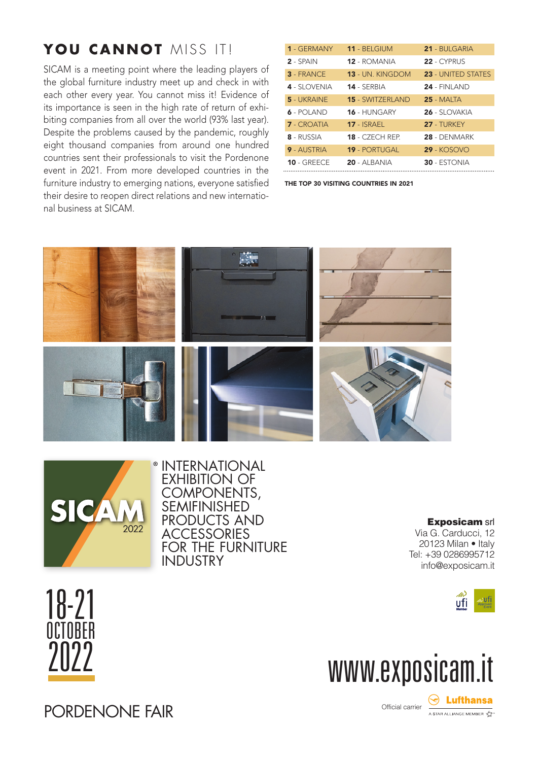## **YOU CANNOT** MISS IT!

SICAM is a meeting point where the leading players of the global furniture industry meet up and check in with each other every year. You cannot miss it! Evidence of its importance is seen in the high rate of return of exhibiting companies from all over the world (93% last year). Despite the problems caused by the pandemic, roughly eight thousand companies from around one hundred countries sent their professionals to visit the Pordenone event in 2021. From more developed countries in the furniture industry to emerging nations, everyone satisfied their desire to reopen direct relations and new international business at SICAM.

| | | |
|---|---|---|
| **1** - GERMANY | **11** - BELGIUM | **21** - BULGARIA |
| **2** - SPAIN | **12** - ROMANIA | **22** - CYPRUS |
| **3** - FRANCE | **13** - UN. KINGDOM | **23** - UNITED STATES |
| **4** - SLOVENIA | **14** - SERBIA | **24** - FINLAND |
| **5** - UKRAINE | **15** - SWITZERLAND | **25** - MALTA |
| **6** - POLAND | **16** - HUNGARY | **26** - SLOVAKIA |
| **7** - CROATIA | **17** - ISRAEL | **27** - TURKEY |
| **8** - RUSSIA | **18** - CZECH REP. | **28** - DENMARK |
| **9** - AUSTRIA | **19** - PORTUGAL | **29** - KOSOVO |
| **10** - GREECE | **20** - ALBANIA | **30** - ESTONIA |

**THE TOP 30 VISITING COUNTRIES IN 2021**

SICAM 2022®

INTERNATIONAL EXHIBITION OF COMPONENTS, SEMIFINISHED PRODUCTS AND ACCESSORIES FOR THE FURNITURE INDUSTRY

18-21 OCTOBER 2022

PORDENONE FAIR

**Exposicam** srl
Via G. Carducci, 12
20123 Milan • Italy
Tel: +39 0286995712
info@exposicam.it

ufi Member

ufi Approved Event

www.exposicam.it

Official carrier Lufthansa
A STAR ALLIANCE MEMBER